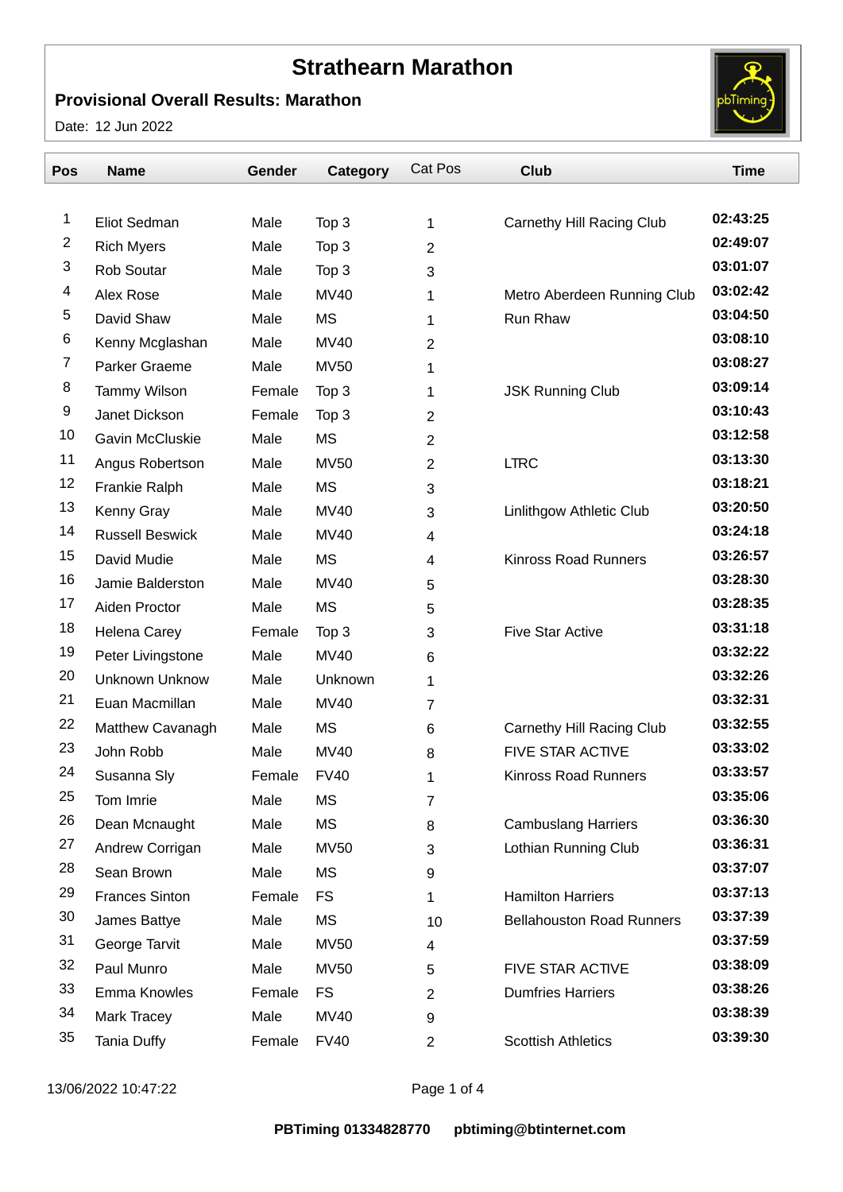# Strathearn Marathon

**Provisional Overall Results: Marathon**

Date: 12 Jun 2022

| Pos | Name | Gender | Category | Cat Pos | Club | Time |
|---|---|---|---|---|---|---|
| 1 | Eliot Sedman | Male | Top 3 | 1 | Carnethy Hill Racing Club | 02:43:25 |
| 2 | Rich Myers | Male | Top 3 | 2 | | 02:49:07 |
| 3 | Rob Soutar | Male | Top 3 | 3 | | 03:01:07 |
| 4 | Alex Rose | Male | MV40 | 1 | Metro Aberdeen Running Club | 03:02:42 |
| 5 | David Shaw | Male | MS | 1 | Run Rhaw | 03:04:50 |
| 6 | Kenny Mcglashan | Male | MV40 | 2 | | 03:08:10 |
| 7 | Parker Graeme | Male | MV50 | 1 | | 03:08:27 |
| 8 | Tammy Wilson | Female | Top 3 | 1 | JSK Running Club | 03:09:14 |
| 9 | Janet Dickson | Female | Top 3 | 2 | | 03:10:43 |
| 10 | Gavin McCluskie | Male | MS | 2 | | 03:12:58 |
| 11 | Angus Robertson | Male | MV50 | 2 | LTRC | 03:13:30 |
| 12 | Frankie Ralph | Male | MS | 3 | | 03:18:21 |
| 13 | Kenny Gray | Male | MV40 | 3 | Linlithgow Athletic Club | 03:20:50 |
| 14 | Russell Beswick | Male | MV40 | 4 | | 03:24:18 |
| 15 | David Mudie | Male | MS | 4 | Kinross Road Runners | 03:26:57 |
| 16 | Jamie Balderston | Male | MV40 | 5 | | 03:28:30 |
| 17 | Aiden Proctor | Male | MS | 5 | | 03:28:35 |
| 18 | Helena Carey | Female | Top 3 | 3 | Five Star Active | 03:31:18 |
| 19 | Peter Livingstone | Male | MV40 | 6 | | 03:32:22 |
| 20 | Unknown Unknow | Male | Unknown | 1 | | 03:32:26 |
| 21 | Euan Macmillan | Male | MV40 | 7 | | 03:32:31 |
| 22 | Matthew Cavanagh | Male | MS | 6 | Carnethy Hill Racing Club | 03:32:55 |
| 23 | John Robb | Male | MV40 | 8 | FIVE STAR ACTIVE | 03:33:02 |
| 24 | Susanna Sly | Female | FV40 | 1 | Kinross Road Runners | 03:33:57 |
| 25 | Tom Imrie | Male | MS | 7 | | 03:35:06 |
| 26 | Dean Mcnaught | Male | MS | 8 | Cambuslang Harriers | 03:36:30 |
| 27 | Andrew Corrigan | Male | MV50 | 3 | Lothian Running Club | 03:36:31 |
| 28 | Sean Brown | Male | MS | 9 | | 03:37:07 |
| 29 | Frances Sinton | Female | FS | 1 | Hamilton Harriers | 03:37:13 |
| 30 | James Battye | Male | MS | 10 | Bellahouston Road Runners | 03:37:39 |
| 31 | George Tarvit | Male | MV50 | 4 | | 03:37:59 |
| 32 | Paul Munro | Male | MV50 | 5 | FIVE STAR ACTIVE | 03:38:09 |
| 33 | Emma Knowles | Female | FS | 2 | Dumfries Harriers | 03:38:26 |
| 34 | Mark Tracey | Male | MV40 | 9 | | 03:38:39 |
| 35 | Tania Duffy | Female | FV40 | 2 | Scottish Athletics | 03:39:30 |

13/06/2022 10:47:22

**PBTiming 01334828770 pbtiming@btinternet.com**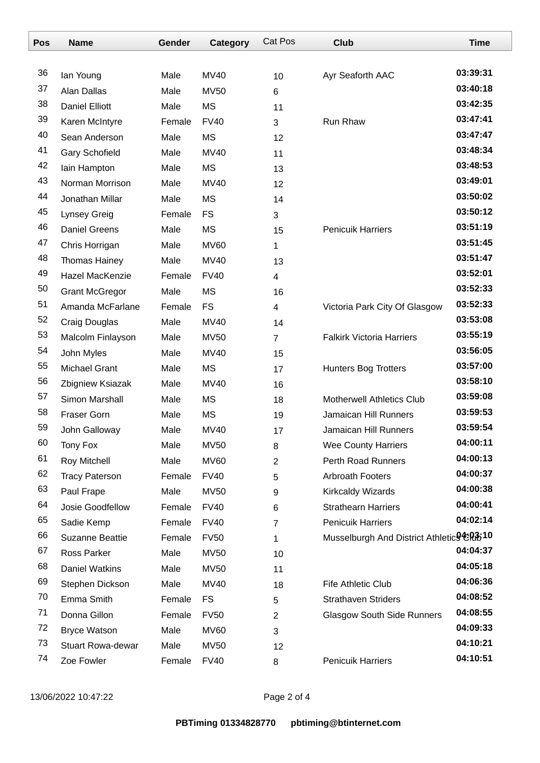| Pos | Name | Gender | Category | Cat Pos | Club | Time |
|---|---|---|---|---|---|---|
| 36 | Ian Young | Male | MV40 | 10 | Ayr Seaforth AAC | 03:39:31 |
| 37 | Alan Dallas | Male | MV50 | 6 | | 03:40:18 |
| 38 | Daniel Elliott | Male | MS | 11 | | 03:42:35 |
| 39 | Karen McIntyre | Female | FV40 | 3 | Run Rhaw | 03:47:41 |
| 40 | Sean Anderson | Male | MS | 12 | | 03:47:47 |
| 41 | Gary Schofield | Male | MV40 | 11 | | 03:48:34 |
| 42 | Iain Hampton | Male | MS | 13 | | 03:48:53 |
| 43 | Norman Morrison | Male | MV40 | 12 | | 03:49:01 |
| 44 | Jonathan Millar | Male | MS | 14 | | 03:50:02 |
| 45 | Lynsey Greig | Female | FS | 3 | | 03:50:12 |
| 46 | Daniel Greens | Male | MS | 15 | Penicuik Harriers | 03:51:19 |
| 47 | Chris Horrigan | Male | MV60 | 1 | | 03:51:45 |
| 48 | Thomas Hainey | Male | MV40 | 13 | | 03:51:47 |
| 49 | Hazel MacKenzie | Female | FV40 | 4 | | 03:52:01 |
| 50 | Grant McGregor | Male | MS | 16 | | 03:52:33 |
| 51 | Amanda McFarlane | Female | FS | 4 | Victoria Park City Of Glasgow | 03:52:33 |
| 52 | Craig Douglas | Male | MV40 | 14 | | 03:53:08 |
| 53 | Malcolm Finlayson | Male | MV50 | 7 | Falkirk Victoria Harriers | 03:55:19 |
| 54 | John Myles | Male | MV40 | 15 | | 03:56:05 |
| 55 | Michael Grant | Male | MS | 17 | Hunters Bog Trotters | 03:57:00 |
| 56 | Zbigniew Ksiazak | Male | MV40 | 16 | | 03:58:10 |
| 57 | Simon Marshall | Male | MS | 18 | Motherwell Athletics Club | 03:59:08 |
| 58 | Fraser Gorn | Male | MS | 19 | Jamaican Hill Runners | 03:59:53 |
| 59 | John Galloway | Male | MV40 | 17 | Jamaican Hill Runners | 03:59:54 |
| 60 | Tony Fox | Male | MV50 | 8 | Wee County Harriers | 04:00:11 |
| 61 | Roy Mitchell | Male | MV60 | 2 | Perth Road Runners | 04:00:13 |
| 62 | Tracy Paterson | Female | FV40 | 5 | Arbroath Footers | 04:00:37 |
| 63 | Paul Frape | Male | MV50 | 9 | Kirkcaldy Wizards | 04:00:38 |
| 64 | Josie Goodfellow | Female | FV40 | 6 | Strathearn Harriers | 04:00:41 |
| 65 | Sadie Kemp | Female | FV40 | 7 | Penicuik Harriers | 04:02:14 |
| 66 | Suzanne Beattie | Female | FV50 | 1 | Musselburgh And District Athletics Club | 04:03:10 |
| 67 | Ross Parker | Male | MV50 | 10 | | 04:04:37 |
| 68 | Daniel Watkins | Male | MV50 | 11 | | 04:05:18 |
| 69 | Stephen Dickson | Male | MV40 | 18 | Fife Athletic Club | 04:06:36 |
| 70 | Emma Smith | Female | FS | 5 | Strathaven Striders | 04:08:52 |
| 71 | Donna Gillon | Female | FV50 | 2 | Glasgow South Side Runners | 04:08:55 |
| 72 | Bryce Watson | Male | MV60 | 3 | | 04:09:33 |
| 73 | Stuart Rowa-dewar | Male | MV50 | 12 | | 04:10:21 |
| 74 | Zoe Fowler | Female | FV40 | 8 | Penicuik Harriers | 04:10:51 |

13/06/2022 10:47:22

**PBTiming 01334828770 pbtiming@btinternet.com**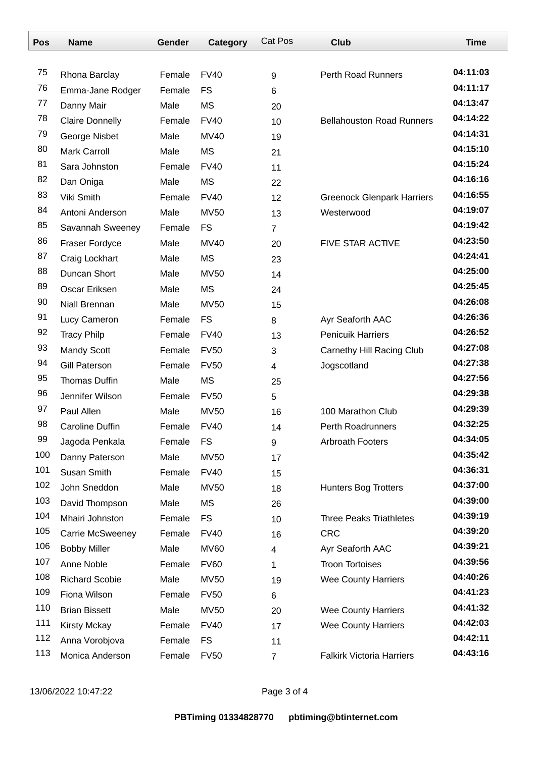| Pos | Name | Gender | Category | Cat Pos | Club | Time |
|---|---|---|---|---|---|---|
| 75 | Rhona Barclay | Female | FV40 | 9 | Perth Road Runners | 04:11:03 |
| 76 | Emma-Jane Rodger | Female | FS | 6 | | 04:11:17 |
| 77 | Danny Mair | Male | MS | 20 | | 04:13:47 |
| 78 | Claire Donnelly | Female | FV40 | 10 | Bellahouston Road Runners | 04:14:22 |
| 79 | George Nisbet | Male | MV40 | 19 | | 04:14:31 |
| 80 | Mark Carroll | Male | MS | 21 | | 04:15:10 |
| 81 | Sara Johnston | Female | FV40 | 11 | | 04:15:24 |
| 82 | Dan Oniga | Male | MS | 22 | | 04:16:16 |
| 83 | Viki Smith | Female | FV40 | 12 | Greenock Glenpark Harriers | 04:16:55 |
| 84 | Antoni Anderson | Male | MV50 | 13 | Westerwood | 04:19:07 |
| 85 | Savannah Sweeney | Female | FS | 7 | | 04:19:42 |
| 86 | Fraser Fordyce | Male | MV40 | 20 | FIVE STAR ACTIVE | 04:23:50 |
| 87 | Craig Lockhart | Male | MS | 23 | | 04:24:41 |
| 88 | Duncan Short | Male | MV50 | 14 | | 04:25:00 |
| 89 | Oscar Eriksen | Male | MS | 24 | | 04:25:45 |
| 90 | Niall Brennan | Male | MV50 | 15 | | 04:26:08 |
| 91 | Lucy Cameron | Female | FS | 8 | Ayr Seaforth AAC | 04:26:36 |
| 92 | Tracy Philp | Female | FV40 | 13 | Penicuik Harriers | 04:26:52 |
| 93 | Mandy Scott | Female | FV50 | 3 | Carnethy Hill Racing Club | 04:27:08 |
| 94 | Gill Paterson | Female | FV50 | 4 | Jogscotland | 04:27:38 |
| 95 | Thomas Duffin | Male | MS | 25 | | 04:27:56 |
| 96 | Jennifer Wilson | Female | FV50 | 5 | | 04:29:38 |
| 97 | Paul Allen | Male | MV50 | 16 | 100 Marathon Club | 04:29:39 |
| 98 | Caroline Duffin | Female | FV40 | 14 | Perth Roadrunners | 04:32:25 |
| 99 | Jagoda Penkala | Female | FS | 9 | Arbroath Footers | 04:34:05 |
| 100 | Danny Paterson | Male | MV50 | 17 | | 04:35:42 |
| 101 | Susan Smith | Female | FV40 | 15 | | 04:36:31 |
| 102 | John Sneddon | Male | MV50 | 18 | Hunters Bog Trotters | 04:37:00 |
| 103 | David Thompson | Male | MS | 26 | | 04:39:00 |
| 104 | Mhairi Johnston | Female | FS | 10 | Three Peaks Triathletes | 04:39:19 |
| 105 | Carrie McSweeney | Female | FV40 | 16 | CRC | 04:39:20 |
| 106 | Bobby Miller | Male | MV60 | 4 | Ayr Seaforth AAC | 04:39:21 |
| 107 | Anne Noble | Female | FV60 | 1 | Troon Tortoises | 04:39:56 |
| 108 | Richard Scobie | Male | MV50 | 19 | Wee County Harriers | 04:40:26 |
| 109 | Fiona Wilson | Female | FV50 | 6 | | 04:41:23 |
| 110 | Brian Bissett | Male | MV50 | 20 | Wee County Harriers | 04:41:32 |
| 111 | Kirsty Mckay | Female | FV40 | 17 | Wee County Harriers | 04:42:03 |
| 112 | Anna Vorobjova | Female | FS | 11 | | 04:42:11 |
| 113 | Monica Anderson | Female | FV50 | 7 | Falkirk Victoria Harriers | 04:43:16 |

13/06/2022 10:47:22

**PBTiming 01334828770 pbtiming@btinternet.com**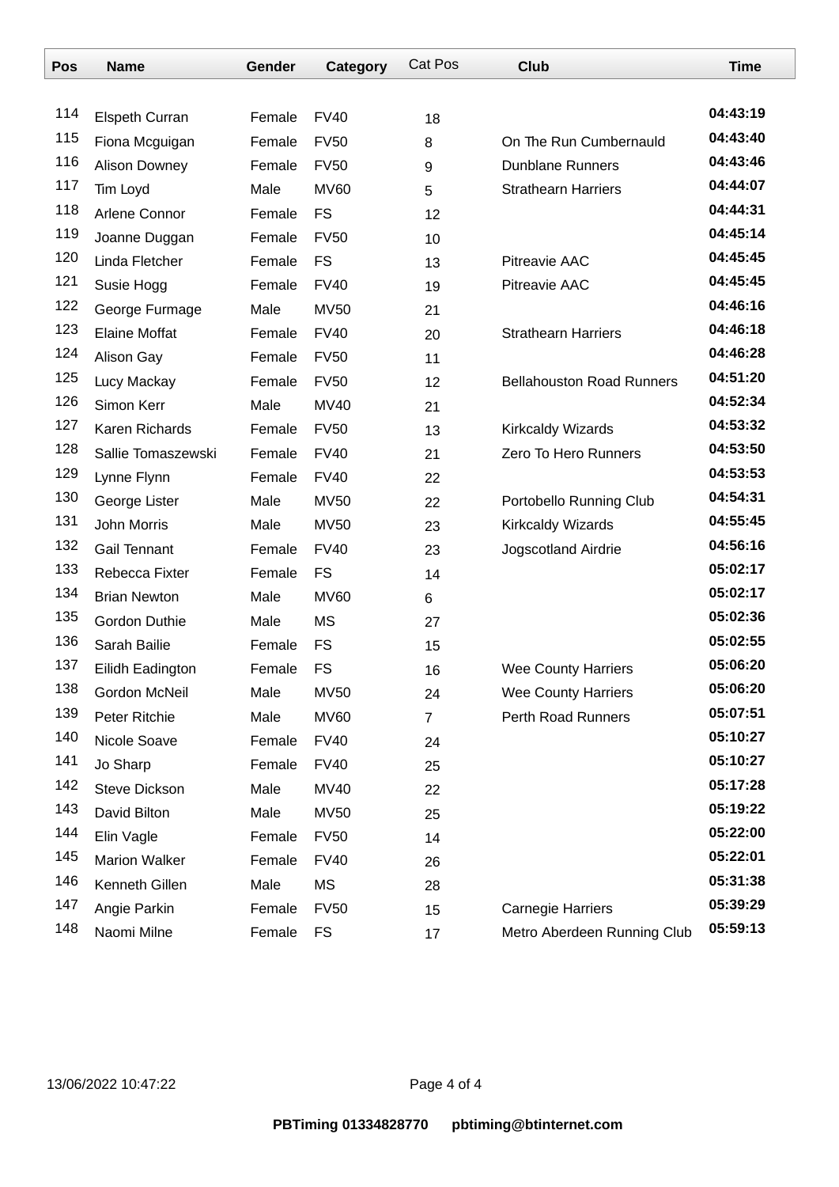| Pos | Name | Gender | Category | Cat Pos | Club | Time |
|---|---|---|---|---|---|---|
| 114 | Elspeth Curran | Female | FV40 | 18 | | 04:43:19 |
| 115 | Fiona Mcguigan | Female | FV50 | 8 | On The Run Cumbernauld | 04:43:40 |
| 116 | Alison Downey | Female | FV50 | 9 | Dunblane Runners | 04:43:46 |
| 117 | Tim Loyd | Male | MV60 | 5 | Strathearn Harriers | 04:44:07 |
| 118 | Arlene Connor | Female | FS | 12 | | 04:44:31 |
| 119 | Joanne Duggan | Female | FV50 | 10 | | 04:45:14 |
| 120 | Linda Fletcher | Female | FS | 13 | Pitreavie AAC | 04:45:45 |
| 121 | Susie Hogg | Female | FV40 | 19 | Pitreavie AAC | 04:45:45 |
| 122 | George Furmage | Male | MV50 | 21 | | 04:46:16 |
| 123 | Elaine Moffat | Female | FV40 | 20 | Strathearn Harriers | 04:46:18 |
| 124 | Alison Gay | Female | FV50 | 11 | | 04:46:28 |
| 125 | Lucy Mackay | Female | FV50 | 12 | Bellahouston Road Runners | 04:51:20 |
| 126 | Simon Kerr | Male | MV40 | 21 | | 04:52:34 |
| 127 | Karen Richards | Female | FV50 | 13 | Kirkcaldy Wizards | 04:53:32 |
| 128 | Sallie Tomaszewski | Female | FV40 | 21 | Zero To Hero Runners | 04:53:50 |
| 129 | Lynne Flynn | Female | FV40 | 22 | | 04:53:53 |
| 130 | George Lister | Male | MV50 | 22 | Portobello Running Club | 04:54:31 |
| 131 | John Morris | Male | MV50 | 23 | Kirkcaldy Wizards | 04:55:45 |
| 132 | Gail Tennant | Female | FV40 | 23 | Jogscotland Airdrie | 04:56:16 |
| 133 | Rebecca Fixter | Female | FS | 14 | | 05:02:17 |
| 134 | Brian Newton | Male | MV60 | 6 | | 05:02:17 |
| 135 | Gordon Duthie | Male | MS | 27 | | 05:02:36 |
| 136 | Sarah Bailie | Female | FS | 15 | | 05:02:55 |
| 137 | Eilidh Eadington | Female | FS | 16 | Wee County Harriers | 05:06:20 |
| 138 | Gordon McNeil | Male | MV50 | 24 | Wee County Harriers | 05:06:20 |
| 139 | Peter Ritchie | Male | MV60 | 7 | Perth Road Runners | 05:07:51 |
| 140 | Nicole Soave | Female | FV40 | 24 | | 05:10:27 |
| 141 | Jo Sharp | Female | FV40 | 25 | | 05:10:27 |
| 142 | Steve Dickson | Male | MV40 | 22 | | 05:17:28 |
| 143 | David Bilton | Male | MV50 | 25 | | 05:19:22 |
| 144 | Elin Vagle | Female | FV50 | 14 | | 05:22:00 |
| 145 | Marion Walker | Female | FV40 | 26 | | 05:22:01 |
| 146 | Kenneth Gillen | Male | MS | 28 | | 05:31:38 |
| 147 | Angie Parkin | Female | FV50 | 15 | Carnegie Harriers | 05:39:29 |
| 148 | Naomi Milne | Female | FS | 17 | Metro Aberdeen Running Club | 05:59:13 |

13/06/2022 10:47:22

**PBTiming 01334828770 pbtiming@btinternet.com**